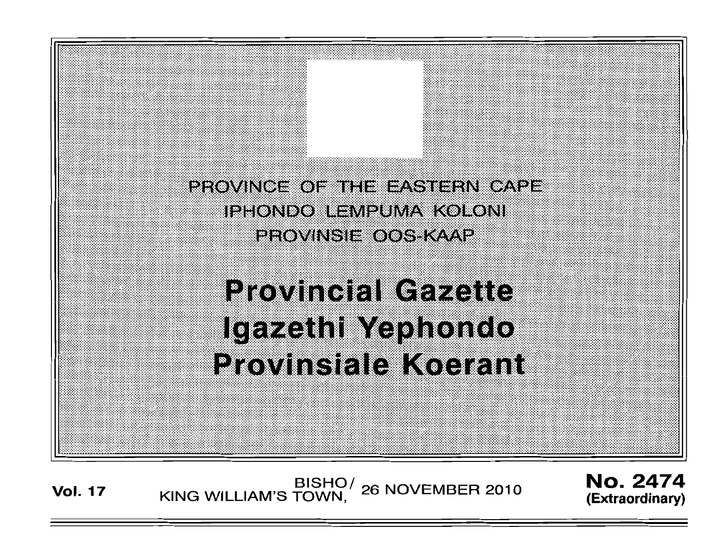PROVINCE OF THE EASTERN CAPE

IPHONDO LEMPUMA KOLONI

PROVINSIE OOS-KAAP

# Provincial Gazette

# Igazethi Yephondo

# Provinsiale Koerant

**Vol. 17** BISHO/ KING WILLIAM'S TOWN, 26 NOVEMBER 2010 **No. 2474** **(Extraordinary)**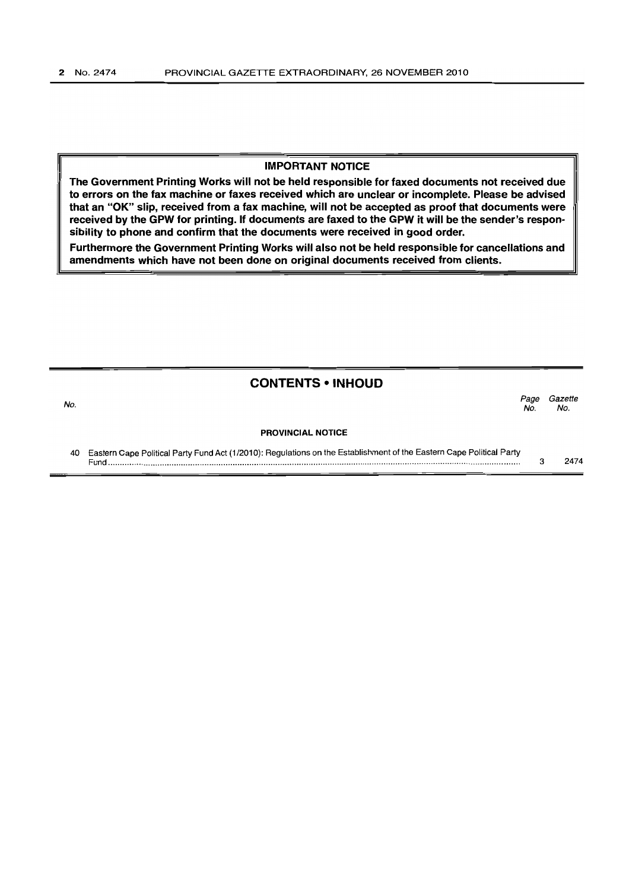## IMPORTANT NOTICE

**The Government Printing Works will not be held responsible for faxed documents not received due to errors on the fax machine or faxes received which are unclear or incomplete. Please be advised that an "OK" slip, received from a fax machine, will not be accepted as proof that documents were received by the GPW for printing. If documents are faxed to the GPW it will be the sender's responsibility to phone and confirm that the documents were received in good order.**

**Furthermore the Government Printing Works will also not be held responsible for cancellations and amendments which have not been done on original documents received from clients.**

## CONTENTS • INHOUD

| No. | | Page No. | Gazette No. |
|---|---|---|---|
| | **PROVINCIAL NOTICE** | | |
| 40 | Eastern Cape Political Party Fund Act (1/2010): Regulations on the Establishment of the Eastern Cape Political Party Fund | 3 | 2474 |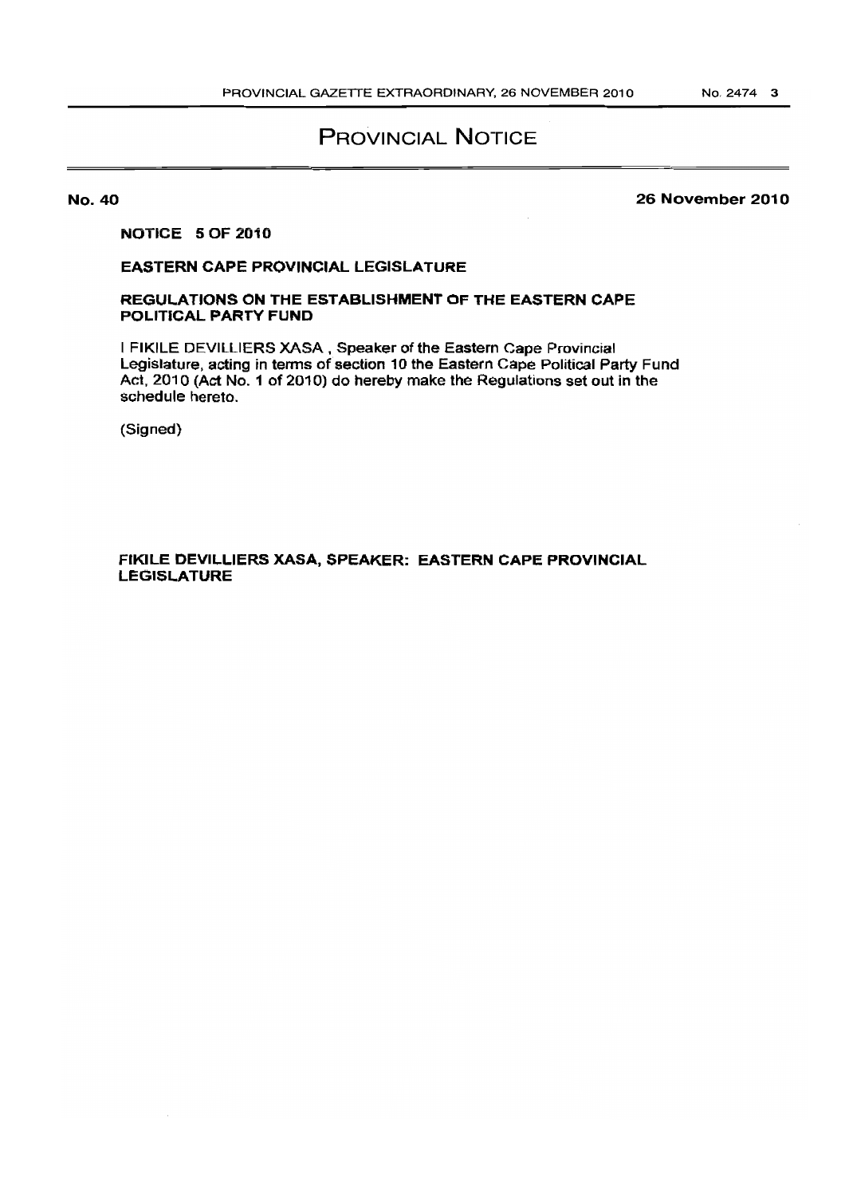# PROVINCIAL NOTICE

**No. 40** **26 November 2010**

**NOTICE 5 OF 2010**

**EASTERN CAPE PROVINCIAL LEGISLATURE**

**REGULATIONS ON THE ESTABLISHMENT OF THE EASTERN CAPE POLITICAL PARTY FUND**

I FIKILE DEVILLIERS XASA , Speaker of the Eastern Cape Provincial Legislature, acting in terms of section 10 the Eastern Cape Political Party Fund Act, 2010 (Act No. 1 of 2010) do hereby make the Regulations set out in the schedule hereto.

(Signed)

**FIKILE DEVILLIERS XASA, SPEAKER: EASTERN CAPE PROVINCIAL LEGISLATURE**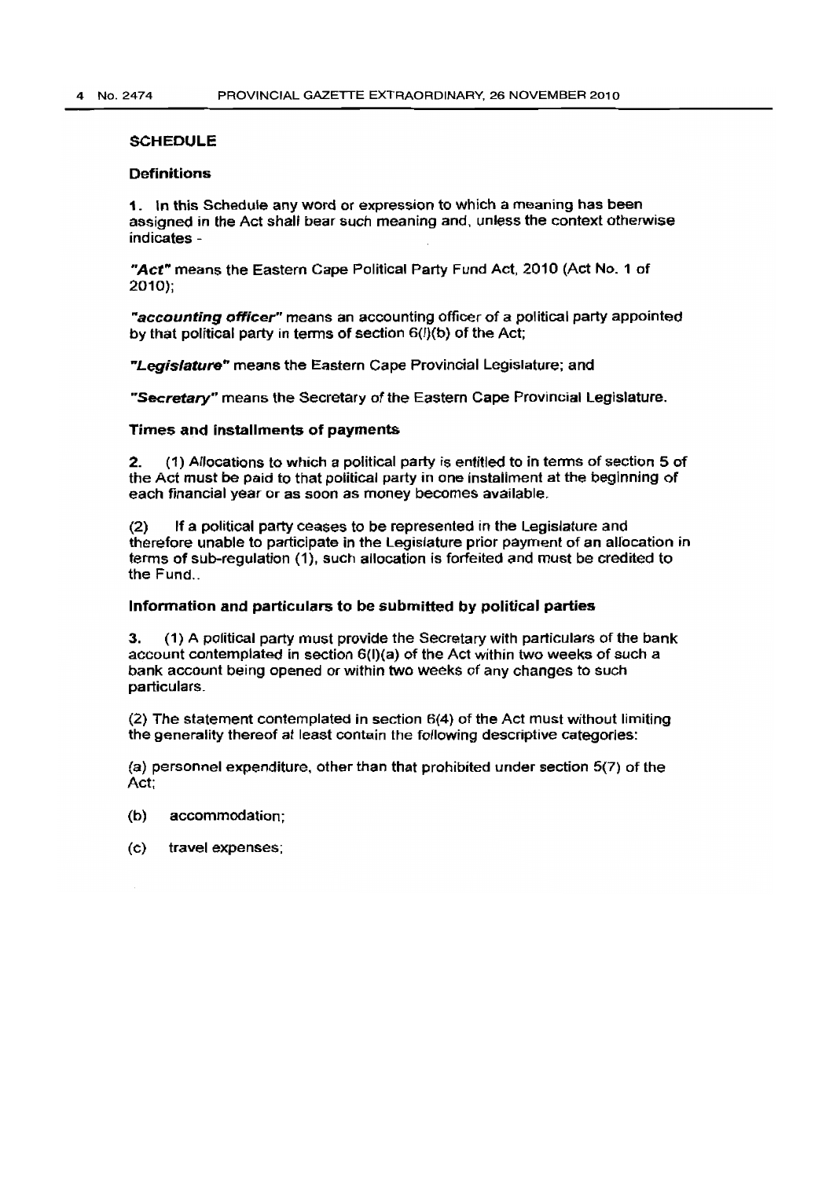## SCHEDULE

### Definitions

**1.** In this Schedule any word or expression to which a meaning has been assigned in the Act shall bear such meaning and, unless the context otherwise indicates -

***"Act"*** means the Eastern Cape Political Party Fund Act, 2010 (Act No. 1 of 2010);

***"accounting officer"*** means an accounting officer of a political party appointed by that political party in terms of section 6(l)(b) of the Act;

***"Legislature"*** means the Eastern Cape Provincial Legislature; and

***"Secretary"*** means the Secretary of the Eastern Cape Provincial Legislature.

### Times and installments of payments

**2.** (1) Allocations to which a political party is entitled to in terms of section 5 of the Act must be paid to that political party in one installment at the beginning of each financial year or as soon as money becomes available.

(2) If a political party ceases to be represented in the Legislature and therefore unable to participate in the Legislature prior payment of an allocation in terms of sub-regulation (1), such allocation is forfeited and must be credited to the Fund..

### Information and particulars to be submitted by political parties

**3.** (1) A political party must provide the Secretary with particulars of the bank account contemplated in section 6(l)(a) of the Act within two weeks of such a bank account being opened or within two weeks of any changes to such particulars.

(2) The statement contemplated in section 6(4) of the Act must without limiting the generality thereof at least contain the following descriptive categories:

(a) personnel expenditure, other than that prohibited under section 5(7) of the Act;

(b) accommodation;

(c) travel expenses;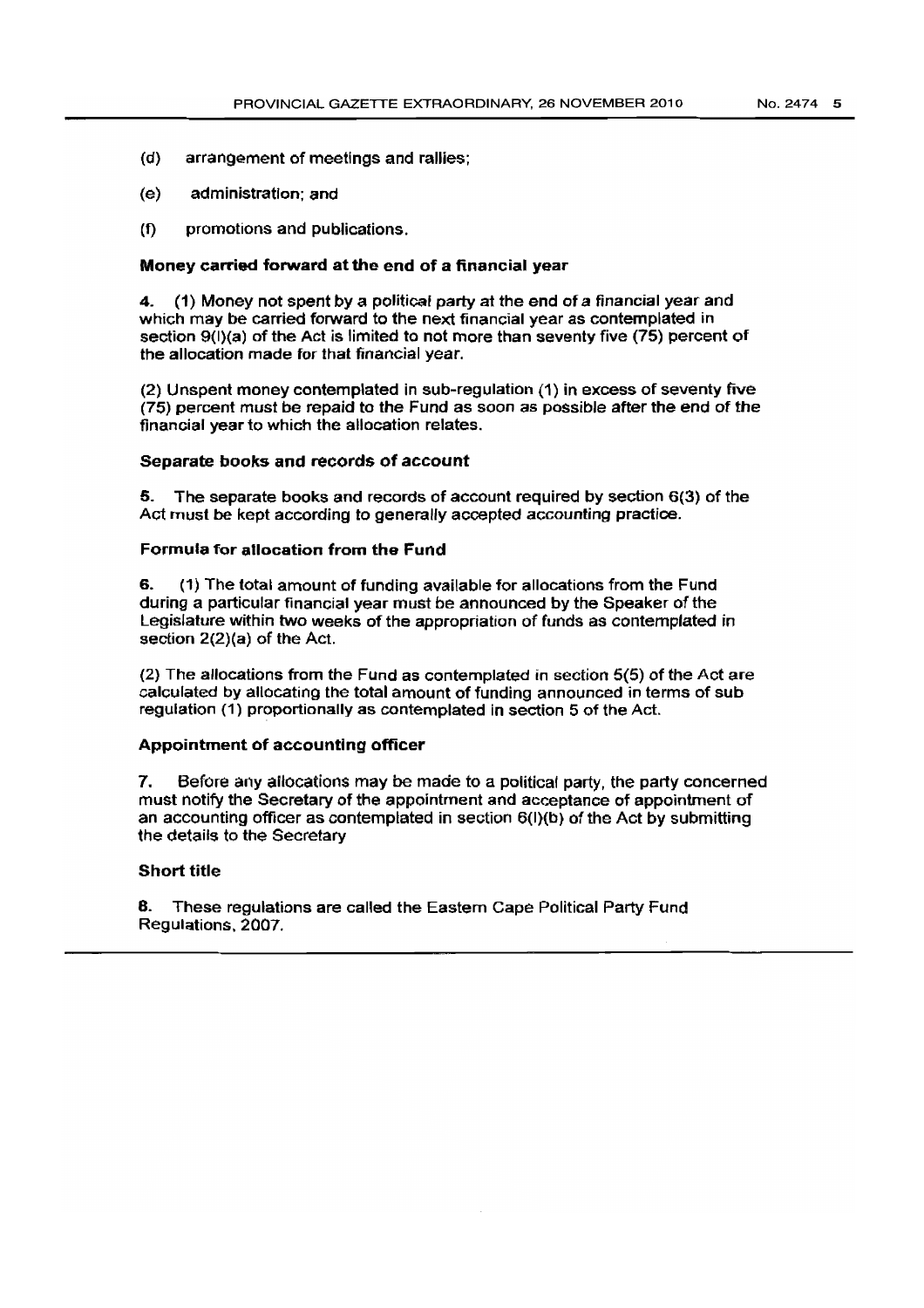(d) arrangement of meetings and rallies;

(e) administration; and

(f) promotions and publications.

**Money carried forward at the end of a financial year**

4. (1) Money not spent by a political party at the end of a financial year and which may be carried forward to the next financial year as contemplated in section 9(l)(a) of the Act is limited to not more than seventy five (75) percent of the allocation made for that financial year.

(2) Unspent money contemplated in sub-regulation (1) in excess of seventy five (75) percent must be repaid to the Fund as soon as possible after the end of the financial year to which the allocation relates.

**Separate books and records of account**

5. The separate books and records of account required by section 6(3) of the Act must be kept according to generally accepted accounting practice.

**Formula for allocation from the Fund**

6. (1) The total amount of funding available for allocations from the Fund during a particular financial year must be announced by the Speaker of the Legislature within two weeks of the appropriation of funds as contemplated in section 2(2)(a) of the Act.

(2) The allocations from the Fund as contemplated in section 5(5) of the Act are calculated by allocating the total amount of funding announced in terms of sub regulation (1) proportionally as contemplated in section 5 of the Act.

**Appointment of accounting officer**

7. Before any allocations may be made to a political party, the party concerned must notify the Secretary of the appointment and acceptance of appointment of an accounting officer as contemplated in section 6(l)(b) of the Act by submitting the details to the Secretary

**Short title**

8. These regulations are called the Eastern Cape Political Party Fund Regulations, 2007.